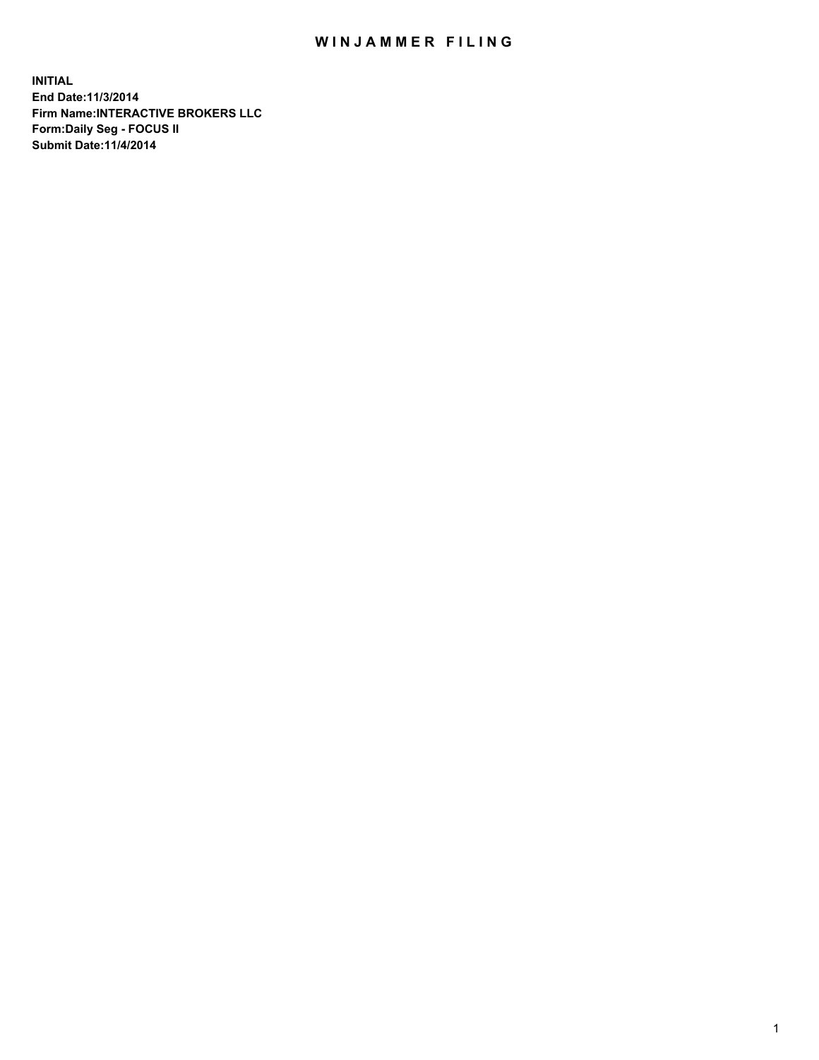# WINJAMMER FILING

**INITIAL**
**End Date:11/3/2014**
**Firm Name:INTERACTIVE BROKERS LLC**
**Form:Daily Seg - FOCUS II**
**Submit Date:11/4/2014**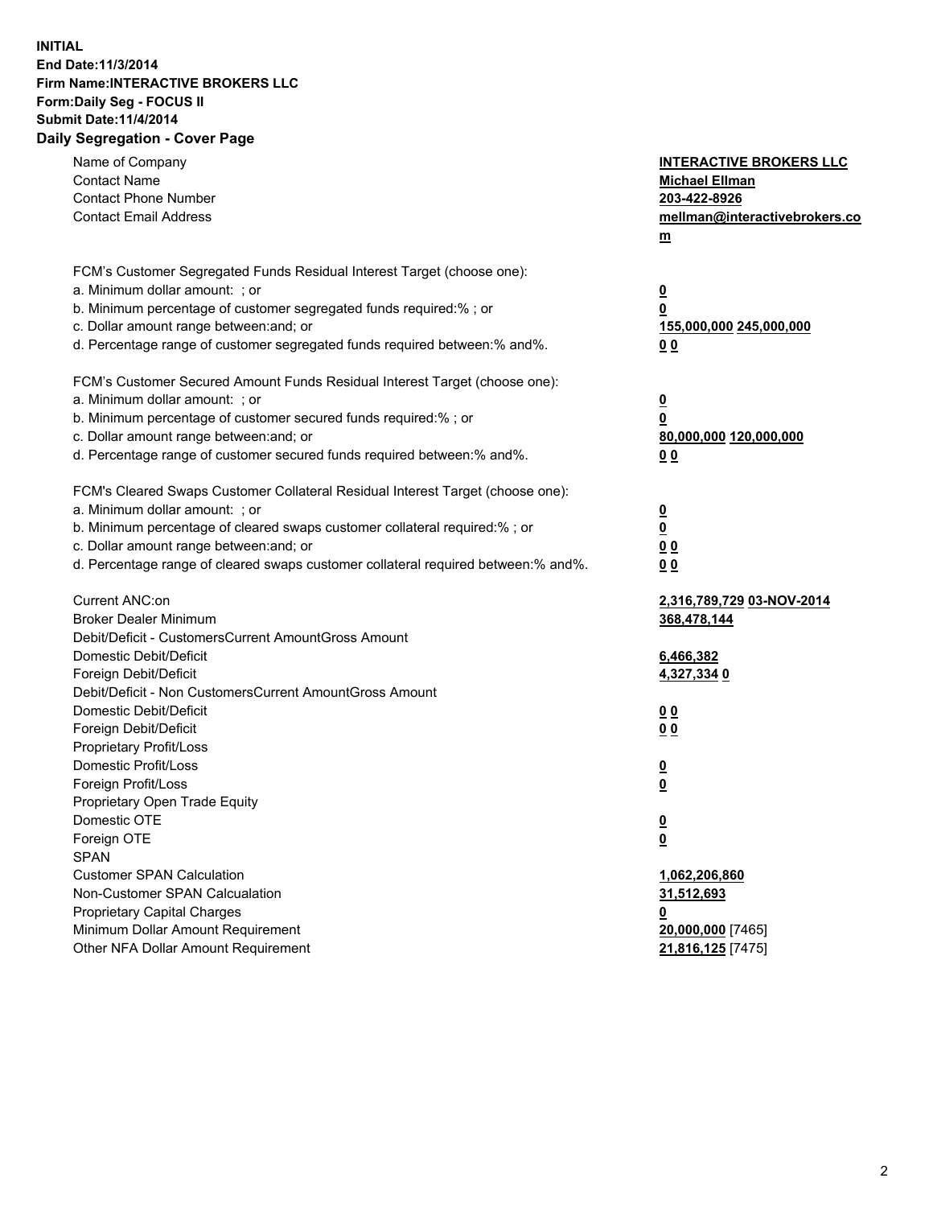**INITIAL**
**End Date:11/3/2014**
**Firm Name:INTERACTIVE BROKERS LLC**
**Form:Daily Seg - FOCUS II**
**Submit Date:11/4/2014**
**Daily Segregation - Cover Page**

| | |
|---|---|
| Name of Company | **INTERACTIVE BROKERS LLC** |
| Contact Name | **Michael Ellman** |
| Contact Phone Number | **203-422-8926** |
| Contact Email Address | **mellman@interactivebrokers.com** |
| FCM's Customer Segregated Funds Residual Interest Target (choose one): | |
| a. Minimum dollar amount: ; or | **0** |
| b. Minimum percentage of customer segregated funds required:% ; or | **0** |
| c. Dollar amount range between:and; or | **155,000,000 245,000,000** |
| d. Percentage range of customer segregated funds required between:% and%. | **0 0** |
| FCM's Customer Secured Amount Funds Residual Interest Target (choose one): | |
| a. Minimum dollar amount: ; or | **0** |
| b. Minimum percentage of customer secured funds required:% ; or | **0** |
| c. Dollar amount range between:and; or | **80,000,000 120,000,000** |
| d. Percentage range of customer secured funds required between:% and%. | **0 0** |
| FCM's Cleared Swaps Customer Collateral Residual Interest Target (choose one): | |
| a. Minimum dollar amount: ; or | **0** |
| b. Minimum percentage of cleared swaps customer collateral required:% ; or | **0** |
| c. Dollar amount range between:and; or | **0 0** |
| d. Percentage range of cleared swaps customer collateral required between:% and%. | **0 0** |
| Current ANC:on | **2,316,789,729 03-NOV-2014** |
| Broker Dealer Minimum | **368,478,144** |
| Debit/Deficit - CustomersCurrent AmountGross Amount | |
| Domestic Debit/Deficit | **6,466,382** |
| Foreign Debit/Deficit | **4,327,334 0** |
| Debit/Deficit - Non CustomersCurrent AmountGross Amount | |
| Domestic Debit/Deficit | **0 0** |
| Foreign Debit/Deficit | **0 0** |
| Proprietary Profit/Loss | |
| Domestic Profit/Loss | **0** |
| Foreign Profit/Loss | **0** |
| Proprietary Open Trade Equity | |
| Domestic OTE | **0** |
| Foreign OTE | **0** |
| SPAN | |
| Customer SPAN Calculation | **1,062,206,860** |
| Non-Customer SPAN Calcualation | **31,512,693** |
| Proprietary Capital Charges | **0** |
| Minimum Dollar Amount Requirement | **20,000,000** [7465] |
| Other NFA Dollar Amount Requirement | **21,816,125** [7475] |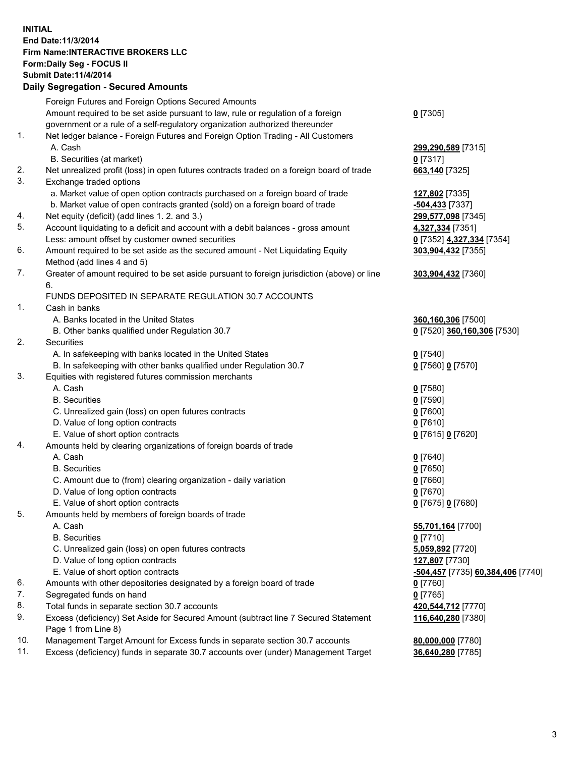**INITIAL**
**End Date:11/3/2014**
**Firm Name:INTERACTIVE BROKERS LLC**
**Form:Daily Seg - FOCUS II**
**Submit Date:11/4/2014**

## Daily Segregation - Secured Amounts

| | | |
|---|---|---|
| | Foreign Futures and Foreign Options Secured Amounts | |
| | Amount required to be set aside pursuant to law, rule or regulation of a foreign government or a rule of a self-regulatory organization authorized thereunder | **0** [7305] |
| 1. | Net ledger balance - Foreign Futures and Foreign Option Trading - All Customers | |
| | A. Cash | **299,290,589** [7315] |
| | B. Securities (at market) | **0** [7317] |
| 2. | Net unrealized profit (loss) in open futures contracts traded on a foreign board of trade | **663,140** [7325] |
| 3. | Exchange traded options | |
| | a. Market value of open option contracts purchased on a foreign board of trade | **127,802** [7335] |
| | b. Market value of open contracts granted (sold) on a foreign board of trade | **-504,433** [7337] |
| 4. | Net equity (deficit) (add lines 1. 2. and 3.) | **299,577,098** [7345] |
| 5. | Account liquidating to a deficit and account with a debit balances - gross amount | **4,327,334** [7351] |
| | Less: amount offset by customer owned securities | **0** [7352] **4,327,334** [7354] |
| 6. | Amount required to be set aside as the secured amount - Net Liquidating Equity Method (add lines 4 and 5) | **303,904,432** [7355] |
| 7. | Greater of amount required to be set aside pursuant to foreign jurisdiction (above) or line 6. | **303,904,432** [7360] |
| | FUNDS DEPOSITED IN SEPARATE REGULATION 30.7 ACCOUNTS | |
| 1. | Cash in banks | |
| | A. Banks located in the United States | **360,160,306** [7500] |
| | B. Other banks qualified under Regulation 30.7 | **0** [7520] **360,160,306** [7530] |
| 2. | Securities | |
| | A. In safekeeping with banks located in the United States | **0** [7540] |
| | B. In safekeeping with other banks qualified under Regulation 30.7 | **0** [7560] **0** [7570] |
| 3. | Equities with registered futures commission merchants | |
| | A. Cash | **0** [7580] |
| | B. Securities | **0** [7590] |
| | C. Unrealized gain (loss) on open futures contracts | **0** [7600] |
| | D. Value of long option contracts | **0** [7610] |
| | E. Value of short option contracts | **0** [7615] **0** [7620] |
| 4. | Amounts held by clearing organizations of foreign boards of trade | |
| | A. Cash | **0** [7640] |
| | B. Securities | **0** [7650] |
| | C. Amount due to (from) clearing organization - daily variation | **0** [7660] |
| | D. Value of long option contracts | **0** [7670] |
| | E. Value of short option contracts | **0** [7675] **0** [7680] |
| 5. | Amounts held by members of foreign boards of trade | |
| | A. Cash | **55,701,164** [7700] |
| | B. Securities | **0** [7710] |
| | C. Unrealized gain (loss) on open futures contracts | **5,059,892** [7720] |
| | D. Value of long option contracts | **127,807** [7730] |
| | E. Value of short option contracts | **-504,457** [7735] **60,384,406** [7740] |
| 6. | Amounts with other depositories designated by a foreign board of trade | **0** [7760] |
| 7. | Segregated funds on hand | **0** [7765] |
| 8. | Total funds in separate section 30.7 accounts | **420,544,712** [7770] |
| 9. | Excess (deficiency) Set Aside for Secured Amount (subtract line 7 Secured Statement Page 1 from Line 8) | **116,640,280** [7380] |
| 10. | Management Target Amount for Excess funds in separate section 30.7 accounts | **80,000,000** [7780] |
| 11. | Excess (deficiency) funds in separate 30.7 accounts over (under) Management Target | **36,640,280** [7785] |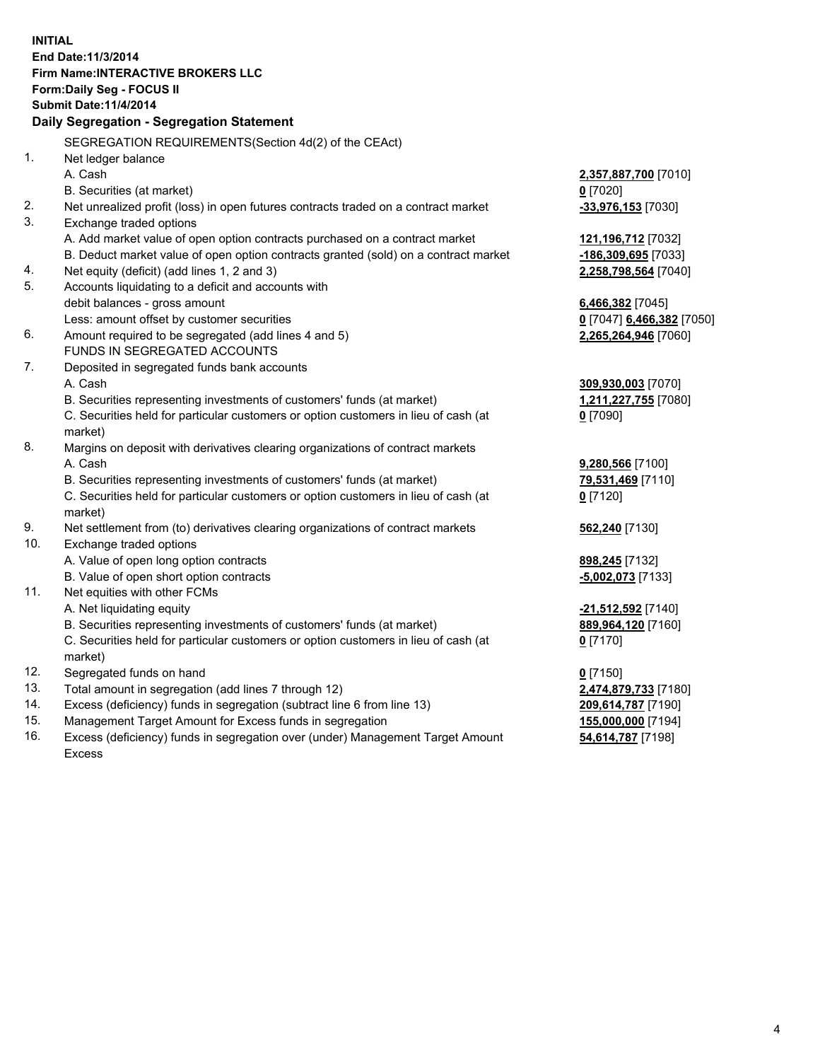**INITIAL**
**End Date:11/3/2014**
**Firm Name:INTERACTIVE BROKERS LLC**
**Form:Daily Seg - FOCUS II**
**Submit Date:11/4/2014**

## Daily Segregation - Segregation Statement

| | SEGREGATION REQUIREMENTS(Section 4d(2) of the CEAct) | |
|---|---|---|
| 1. | Net ledger balance | |
| | A. Cash | **2,357,887,700** [7010] |
| | B. Securities (at market) | **0** [7020] |
| 2. | Net unrealized profit (loss) in open futures contracts traded on a contract market | **-33,976,153** [7030] |
| 3. | Exchange traded options | |
| | A. Add market value of open option contracts purchased on a contract market | **121,196,712** [7032] |
| | B. Deduct market value of open option contracts granted (sold) on a contract market | **-186,309,695** [7033] |
| 4. | Net equity (deficit) (add lines 1, 2 and 3) | **2,258,798,564** [7040] |
| 5. | Accounts liquidating to a deficit and accounts with debit balances - gross amount | **6,466,382** [7045] |
| | Less: amount offset by customer securities | **0** [7047] **6,466,382** [7050] |
| 6. | Amount required to be segregated (add lines 4 and 5) | **2,265,264,946** [7060] |
| | FUNDS IN SEGREGATED ACCOUNTS | |
| 7. | Deposited in segregated funds bank accounts | |
| | A. Cash | **309,930,003** [7070] |
| | B. Securities representing investments of customers' funds (at market) | **1,211,227,755** [7080] |
| | C. Securities held for particular customers or option customers in lieu of cash (at market) | **0** [7090] |
| 8. | Margins on deposit with derivatives clearing organizations of contract markets | |
| | A. Cash | **9,280,566** [7100] |
| | B. Securities representing investments of customers' funds (at market) | **79,531,469** [7110] |
| | C. Securities held for particular customers or option customers in lieu of cash (at market) | **0** [7120] |
| 9. | Net settlement from (to) derivatives clearing organizations of contract markets | **562,240** [7130] |
| 10. | Exchange traded options | |
| | A. Value of open long option contracts | **898,245** [7132] |
| | B. Value of open short option contracts | **-5,002,073** [7133] |
| 11. | Net equities with other FCMs | |
| | A. Net liquidating equity | **-21,512,592** [7140] |
| | B. Securities representing investments of customers' funds (at market) | **889,964,120** [7160] |
| | C. Securities held for particular customers or option customers in lieu of cash (at market) | **0** [7170] |
| 12. | Segregated funds on hand | **0** [7150] |
| 13. | Total amount in segregation (add lines 7 through 12) | **2,474,879,733** [7180] |
| 14. | Excess (deficiency) funds in segregation (subtract line 6 from line 13) | **209,614,787** [7190] |
| 15. | Management Target Amount for Excess funds in segregation | **155,000,000** [7194] |
| 16. | Excess (deficiency) funds in segregation over (under) Management Target Amount Excess | **54,614,787** [7198] |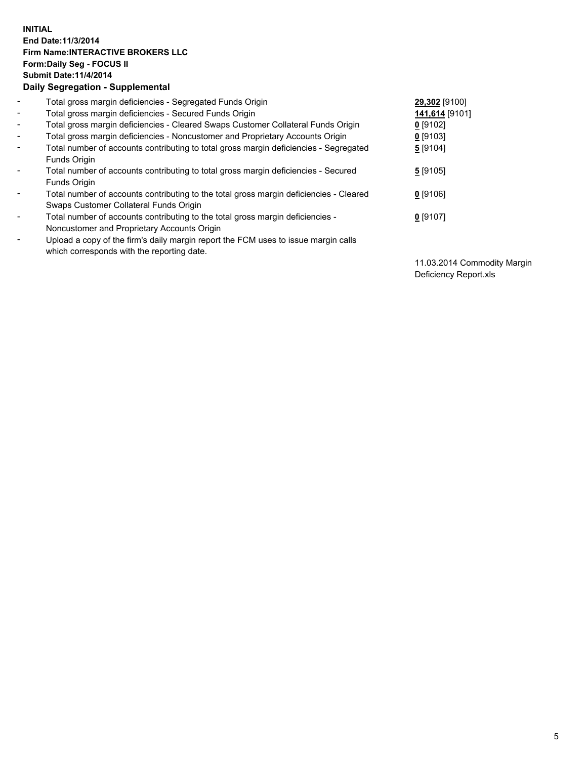**INITIAL**
**End Date:11/3/2014**
**Firm Name:INTERACTIVE BROKERS LLC**
**Form:Daily Seg - FOCUS II**
**Submit Date:11/4/2014**
**Daily Segregation - Supplemental**

| | | |
|---|---|---|
| - | Total gross margin deficiencies - Segregated Funds Origin | **29,302** [9100] |
| - | Total gross margin deficiencies - Secured Funds Origin | **141,614** [9101] |
| - | Total gross margin deficiencies - Cleared Swaps Customer Collateral Funds Origin | **0** [9102] |
| - | Total gross margin deficiencies - Noncustomer and Proprietary Accounts Origin | **0** [9103] |
| - | Total number of accounts contributing to total gross margin deficiencies - Segregated Funds Origin | **5** [9104] |
| - | Total number of accounts contributing to total gross margin deficiencies - Secured Funds Origin | **5** [9105] |
| - | Total number of accounts contributing to the total gross margin deficiencies - Cleared Swaps Customer Collateral Funds Origin | **0** [9106] |
| - | Total number of accounts contributing to the total gross margin deficiencies - Noncustomer and Proprietary Accounts Origin | **0** [9107] |
| - | Upload a copy of the firm's daily margin report the FCM uses to issue margin calls which corresponds with the reporting date. | 11.03.2014 Commodity Margin Deficiency Report.xls |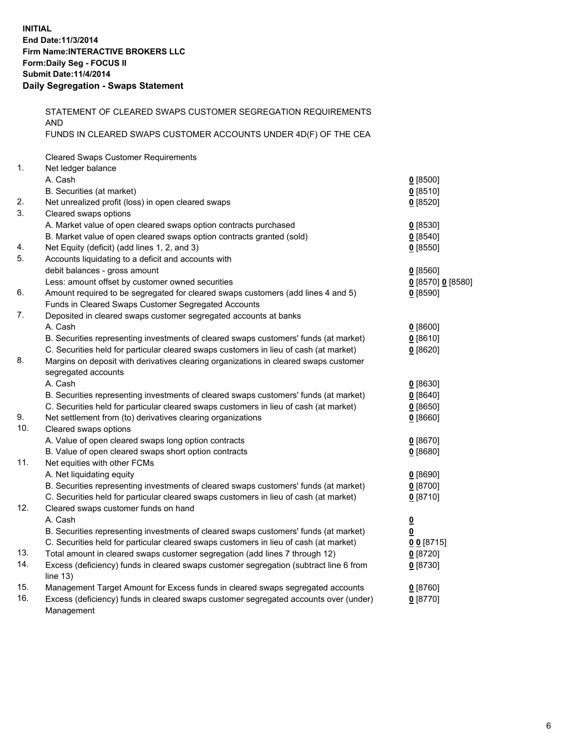**INITIAL**
**End Date:11/3/2014**
**Firm Name:INTERACTIVE BROKERS LLC**
**Form:Daily Seg - FOCUS II**
**Submit Date:11/4/2014**
**Daily Segregation - Swaps Statement**

STATEMENT OF CLEARED SWAPS CUSTOMER SEGREGATION REQUIREMENTS
AND
FUNDS IN CLEARED SWAPS CUSTOMER ACCOUNTS UNDER 4D(F) OF THE CEA

| | | |
|---|---|---|
| | Cleared Swaps Customer Requirements | |
| 1. | Net ledger balance | |
| | A. Cash | 0 [8500] |
| | B. Securities (at market) | 0 [8510] |
| 2. | Net unrealized profit (loss) in open cleared swaps | 0 [8520] |
| 3. | Cleared swaps options | |
| | A. Market value of open cleared swaps option contracts purchased | 0 [8530] |
| | B. Market value of open cleared swaps option contracts granted (sold) | 0 [8540] |
| 4. | Net Equity (deficit) (add lines 1, 2, and 3) | 0 [8550] |
| 5. | Accounts liquidating to a deficit and accounts with debit balances - gross amount | 0 [8560] |
| | Less: amount offset by customer owned securities | 0 [8570] 0 [8580] |
| 6. | Amount required to be segregated for cleared swaps customers (add lines 4 and 5) | 0 [8590] |
| | Funds in Cleared Swaps Customer Segregated Accounts | |
| 7. | Deposited in cleared swaps customer segregated accounts at banks | |
| | A. Cash | 0 [8600] |
| | B. Securities representing investments of cleared swaps customers' funds (at market) | 0 [8610] |
| | C. Securities held for particular cleared swaps customers in lieu of cash (at market) | 0 [8620] |
| 8. | Margins on deposit with derivatives clearing organizations in cleared swaps customer segregated accounts | |
| | A. Cash | 0 [8630] |
| | B. Securities representing investments of cleared swaps customers' funds (at market) | 0 [8640] |
| | C. Securities held for particular cleared swaps customers in lieu of cash (at market) | 0 [8650] |
| 9. | Net settlement from (to) derivatives clearing organizations | 0 [8660] |
| 10. | Cleared swaps options | |
| | A. Value of open cleared swaps long option contracts | 0 [8670] |
| | B. Value of open cleared swaps short option contracts | 0 [8680] |
| 11. | Net equities with other FCMs | |
| | A. Net liquidating equity | 0 [8690] |
| | B. Securities representing investments of cleared swaps customers' funds (at market) | 0 [8700] |
| | C. Securities held for particular cleared swaps customers in lieu of cash (at market) | 0 [8710] |
| 12. | Cleared swaps customer funds on hand | |
| | A. Cash | 0 |
| | B. Securities representing investments of cleared swaps customers' funds (at market) | 0 |
| | C. Securities held for particular cleared swaps customers in lieu of cash (at market) | 0 0 [8715] |
| 13. | Total amount in cleared swaps customer segregation (add lines 7 through 12) | 0 [8720] |
| 14. | Excess (deficiency) funds in cleared swaps customer segregation (subtract line 6 from line 13) | 0 [8730] |
| 15. | Management Target Amount for Excess funds in cleared swaps segregated accounts | 0 [8760] |
| 16. | Excess (deficiency) funds in cleared swaps customer segregated accounts over (under) Management | 0 [8770] |